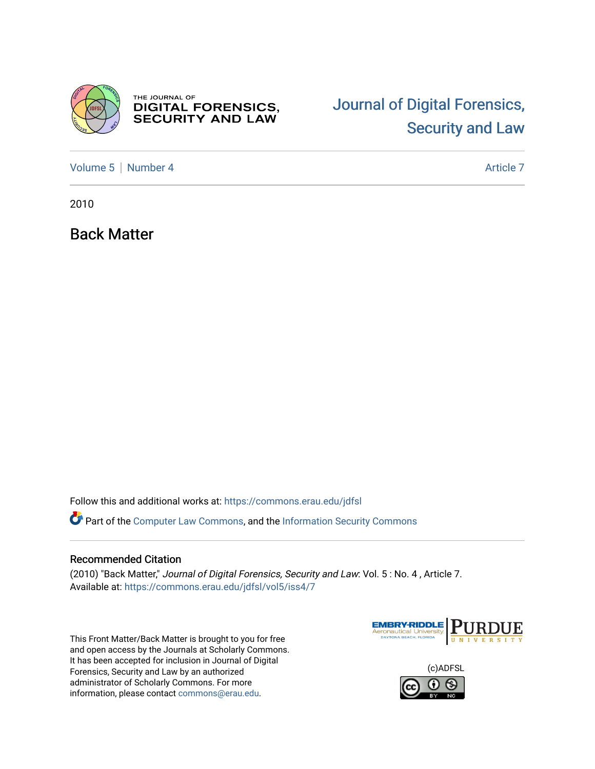# Journal of Digital Forensics, Security and Law

Volume 5 | Number 4 — Article 7

2010

## Back Matter

Follow this and additional works at: https://commons.erau.edu/jdfsl

Part of the Computer Law Commons, and the Information Security Commons

### Recommended Citation

(2010) "Back Matter," *Journal of Digital Forensics, Security and Law*: Vol. 5 : No. 4 , Article 7.
Available at: https://commons.erau.edu/jdfsl/vol5/iss4/7

This Front Matter/Back Matter is brought to you for free and open access by the Journals at Scholarly Commons. It has been accepted for inclusion in Journal of Digital Forensics, Security and Law by an authorized administrator of Scholarly Commons. For more information, please contact commons@erau.edu.

(c)ADFSL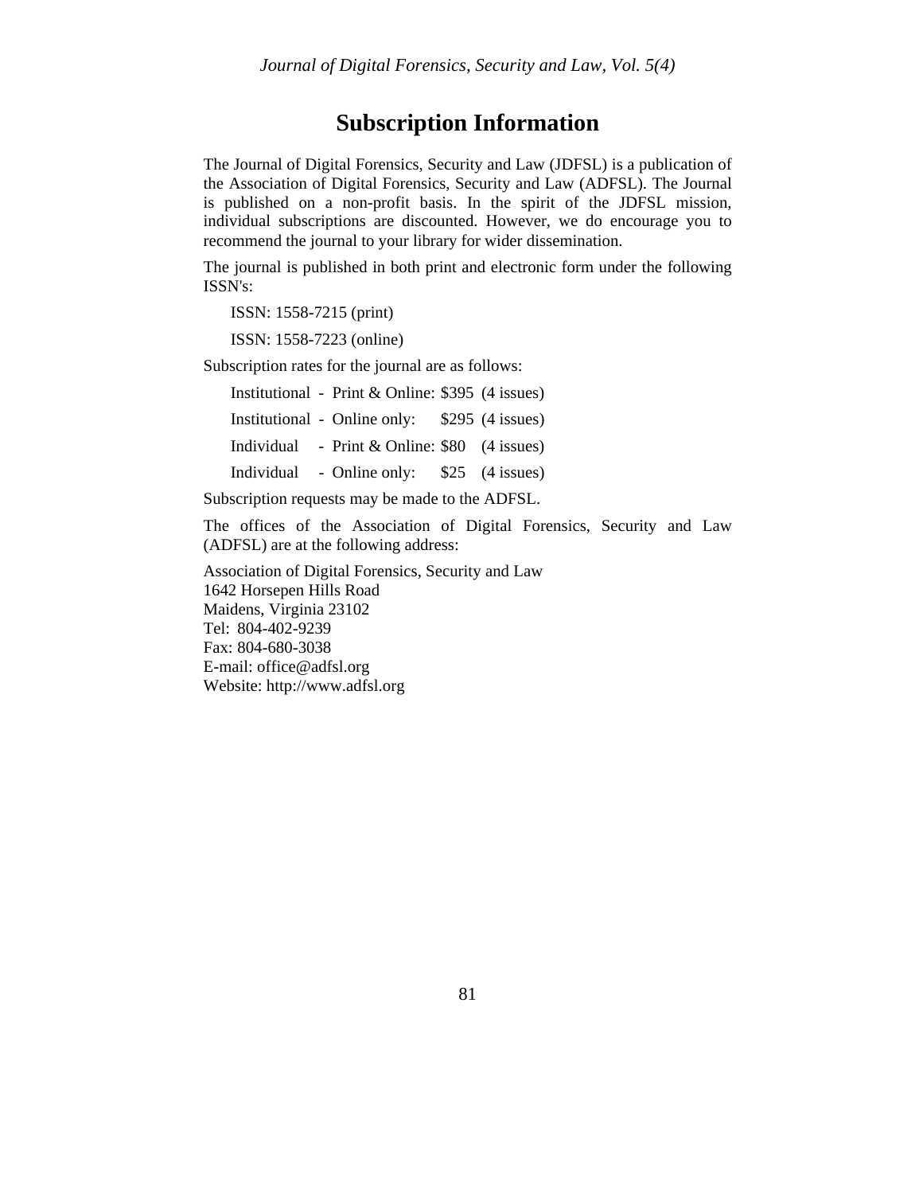# Subscription Information

The Journal of Digital Forensics, Security and Law (JDFSL) is a publication of the Association of Digital Forensics, Security and Law (ADFSL). The Journal is published on a non-profit basis. In the spirit of the JDFSL mission, individual subscriptions are discounted. However, we do encourage you to recommend the journal to your library for wider dissemination.

The journal is published in both print and electronic form under the following ISSN's:

ISSN: 1558-7215 (print)

ISSN: 1558-7223 (online)

Subscription rates for the journal are as follows:

| | | | |
|---|---|---|---|
| Institutional | - Print & Online: | $395 | (4 issues) |
| Institutional | - Online only: | $295 | (4 issues) |
| Individual | - Print & Online: | $80 | (4 issues) |
| Individual | - Online only: | $25 | (4 issues) |

Subscription requests may be made to the ADFSL.

The offices of the Association of Digital Forensics, Security and Law (ADFSL) are at the following address:

Association of Digital Forensics, Security and Law
1642 Horsepen Hills Road
Maidens, Virginia 23102
Tel: 804-402-9239
Fax: 804-680-3038
E-mail: office@adfsl.org
Website: http://www.adfsl.org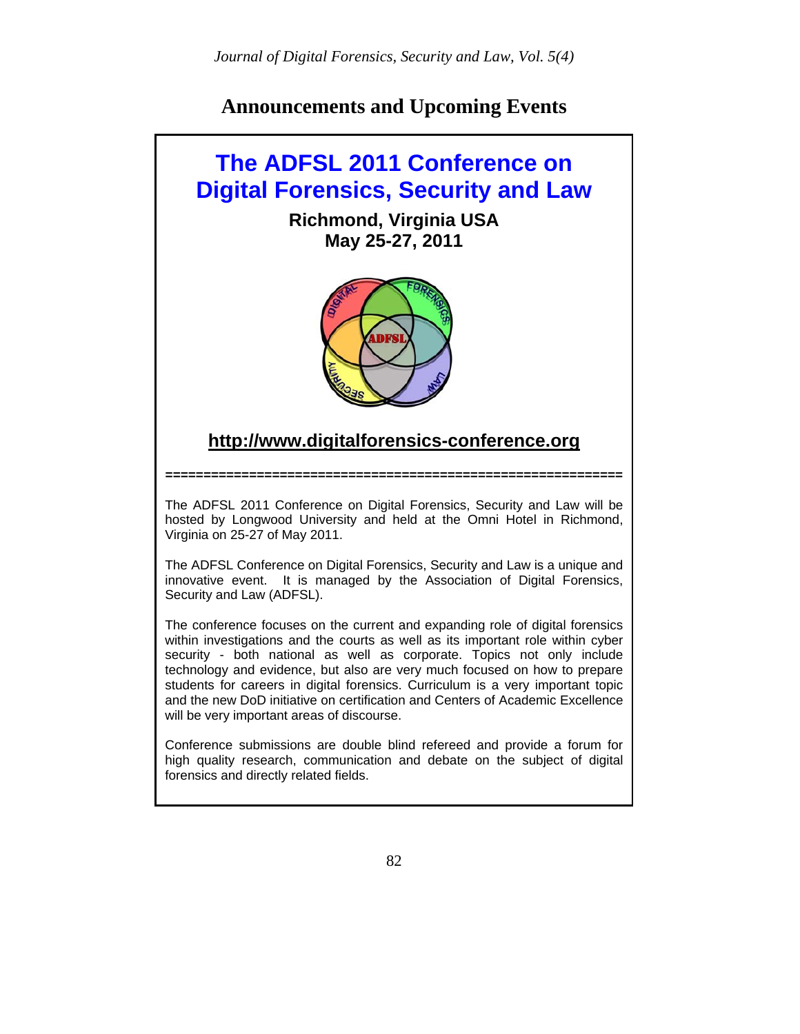# Announcements and Upcoming Events

## The ADFSL 2011 Conference on Digital Forensics, Security and Law

**Richmond, Virginia USA**
**May 25-27, 2011**

**http://www.digitalforensics-conference.org**

==========================================================

The ADFSL 2011 Conference on Digital Forensics, Security and Law will be hosted by Longwood University and held at the Omni Hotel in Richmond, Virginia on 25-27 of May 2011.

The ADFSL Conference on Digital Forensics, Security and Law is a unique and innovative event. It is managed by the Association of Digital Forensics, Security and Law (ADFSL).

The conference focuses on the current and expanding role of digital forensics within investigations and the courts as well as its important role within cyber security - both national as well as corporate. Topics not only include technology and evidence, but also are very much focused on how to prepare students for careers in digital forensics. Curriculum is a very important topic and the new DoD initiative on certification and Centers of Academic Excellence will be very important areas of discourse.

Conference submissions are double blind refereed and provide a forum for high quality research, communication and debate on the subject of digital forensics and directly related fields.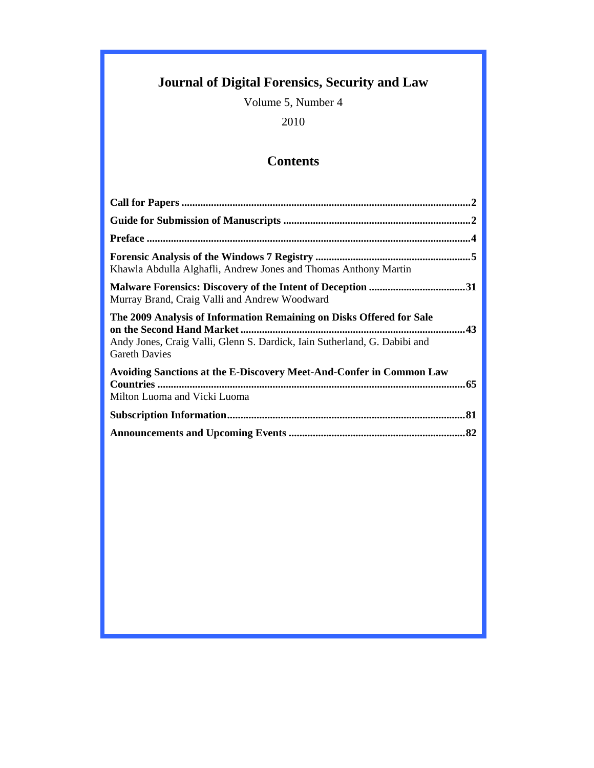# Journal of Digital Forensics, Security and Law

Volume 5, Number 4

2010

## Contents

**Call for Papers** .......... **2**

**Guide for Submission of Manuscripts** .......... **2**

**Preface** .......... **4**

**Forensic Analysis of the Windows 7 Registry** .......... **5**
Khawla Abdulla Alghafli, Andrew Jones and Thomas Anthony Martin

**Malware Forensics: Discovery of the Intent of Deception** .......... **31**
Murray Brand, Craig Valli and Andrew Woodward

**The 2009 Analysis of Information Remaining on Disks Offered for Sale on the Second Hand Market** .......... **43**
Andy Jones, Craig Valli, Glenn S. Dardick, Iain Sutherland, G. Dabibi and Gareth Davies

**Avoiding Sanctions at the E-Discovery Meet-And-Confer in Common Law Countries** .......... **65**
Milton Luoma and Vicki Luoma

**Subscription Information** .......... **81**

**Announcements and Upcoming Events** .......... **82**